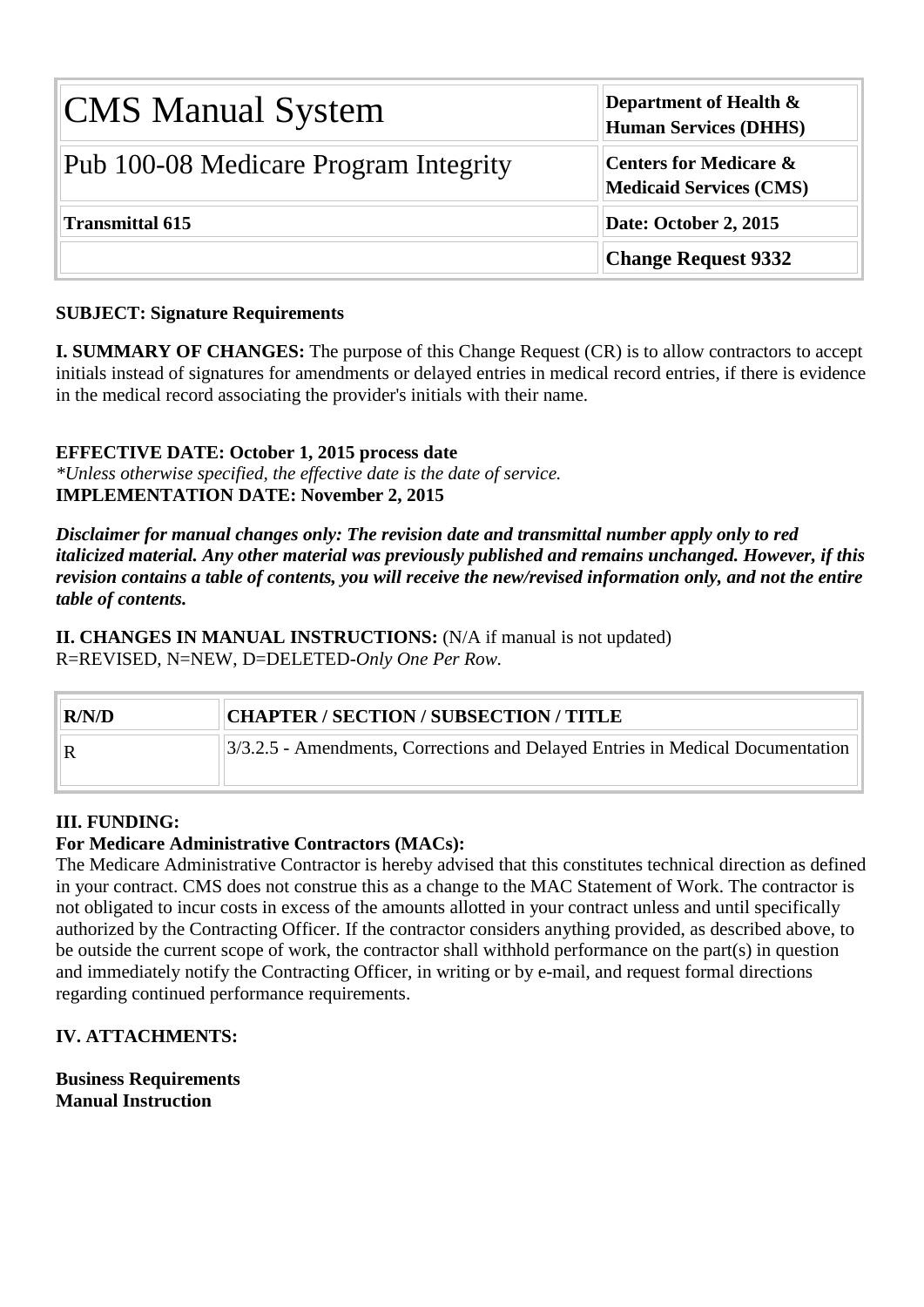| CMS Manual System | Department of Health & Human Services (DHHS) |
|---|---|
| Pub 100-08 Medicare Program Integrity | Centers for Medicare & Medicaid Services (CMS) |
| **Transmittal 615** | **Date: October 2, 2015** |
| | **Change Request 9332** |

**SUBJECT: Signature Requirements**

**I. SUMMARY OF CHANGES:** The purpose of this Change Request (CR) is to allow contractors to accept initials instead of signatures for amendments or delayed entries in medical record entries, if there is evidence in the medical record associating the provider's initials with their name.

**EFFECTIVE DATE: October 1, 2015 process date**
*\*Unless otherwise specified, the effective date is the date of service.*
**IMPLEMENTATION DATE: November 2, 2015**

***Disclaimer for manual changes only: The revision date and transmittal number apply only to red italicized material. Any other material was previously published and remains unchanged. However, if this revision contains a table of contents, you will receive the new/revised information only, and not the entire table of contents.***

**II. CHANGES IN MANUAL INSTRUCTIONS:** (N/A if manual is not updated)
R=REVISED, N=NEW, D=DELETED-*Only One Per Row.*

| R/N/D | CHAPTER / SECTION / SUBSECTION / TITLE |
|---|---|
| R | 3/3.2.5 - Amendments, Corrections and Delayed Entries in Medical Documentation |

**III. FUNDING:**
**For Medicare Administrative Contractors (MACs):**
The Medicare Administrative Contractor is hereby advised that this constitutes technical direction as defined in your contract. CMS does not construe this as a change to the MAC Statement of Work. The contractor is not obligated to incur costs in excess of the amounts allotted in your contract unless and until specifically authorized by the Contracting Officer. If the contractor considers anything provided, as described above, to be outside the current scope of work, the contractor shall withhold performance on the part(s) in question and immediately notify the Contracting Officer, in writing or by e-mail, and request formal directions regarding continued performance requirements.

**IV. ATTACHMENTS:**

**Business Requirements**
**Manual Instruction**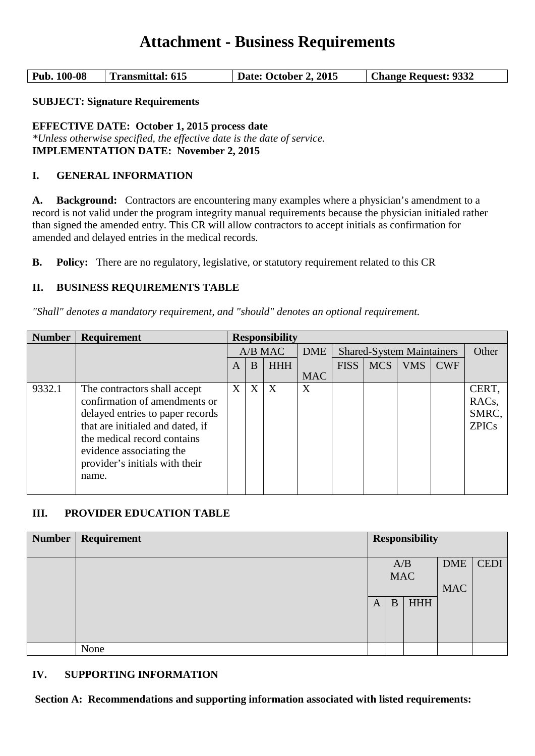# Attachment - Business Requirements

| Pub. 100-08 | Transmittal: 615 | Date: October 2, 2015 | Change Request: 9332 |
|---|---|---|---|

**SUBJECT: Signature Requirements**

**EFFECTIVE DATE: October 1, 2015 process date**
*\*Unless otherwise specified, the effective date is the date of service.*
**IMPLEMENTATION DATE: November 2, 2015**

## I. GENERAL INFORMATION

**A. Background:** Contractors are encountering many examples where a physician's amendment to a record is not valid under the program integrity manual requirements because the physician initialed rather than signed the amended entry. This CR will allow contractors to accept initials as confirmation for amended and delayed entries in the medical records.

**B. Policy:** There are no regulatory, legislative, or statutory requirement related to this CR

## II. BUSINESS REQUIREMENTS TABLE

*"Shall" denotes a mandatory requirement, and "should" denotes an optional requirement.*

| Number | Requirement | Responsibility | | | | | | | | |
|---|---|---|---|---|---|---|---|---|---|---|
| | | A/B MAC | | | DME MAC | Shared-System Maintainers | | | | Other |
| | | A | B | HHH | | FISS | MCS | VMS | CWF | |
| 9332.1 | The contractors shall accept confirmation of amendments or delayed entries to paper records that are initialed and dated, if the medical record contains evidence associating the provider's initials with their name. | X | X | X | X | | | | | CERT, RACs, SMRC, ZPICs |

## III. PROVIDER EDUCATION TABLE

| Number | Requirement | Responsibility | | | | |
|---|---|---|---|---|---|---|
| | | A/B MAC | | | DME MAC | CEDI |
| | | A | B | HHH | | |
| | None | | | | | |

## IV. SUPPORTING INFORMATION

**Section A: Recommendations and supporting information associated with listed requirements:**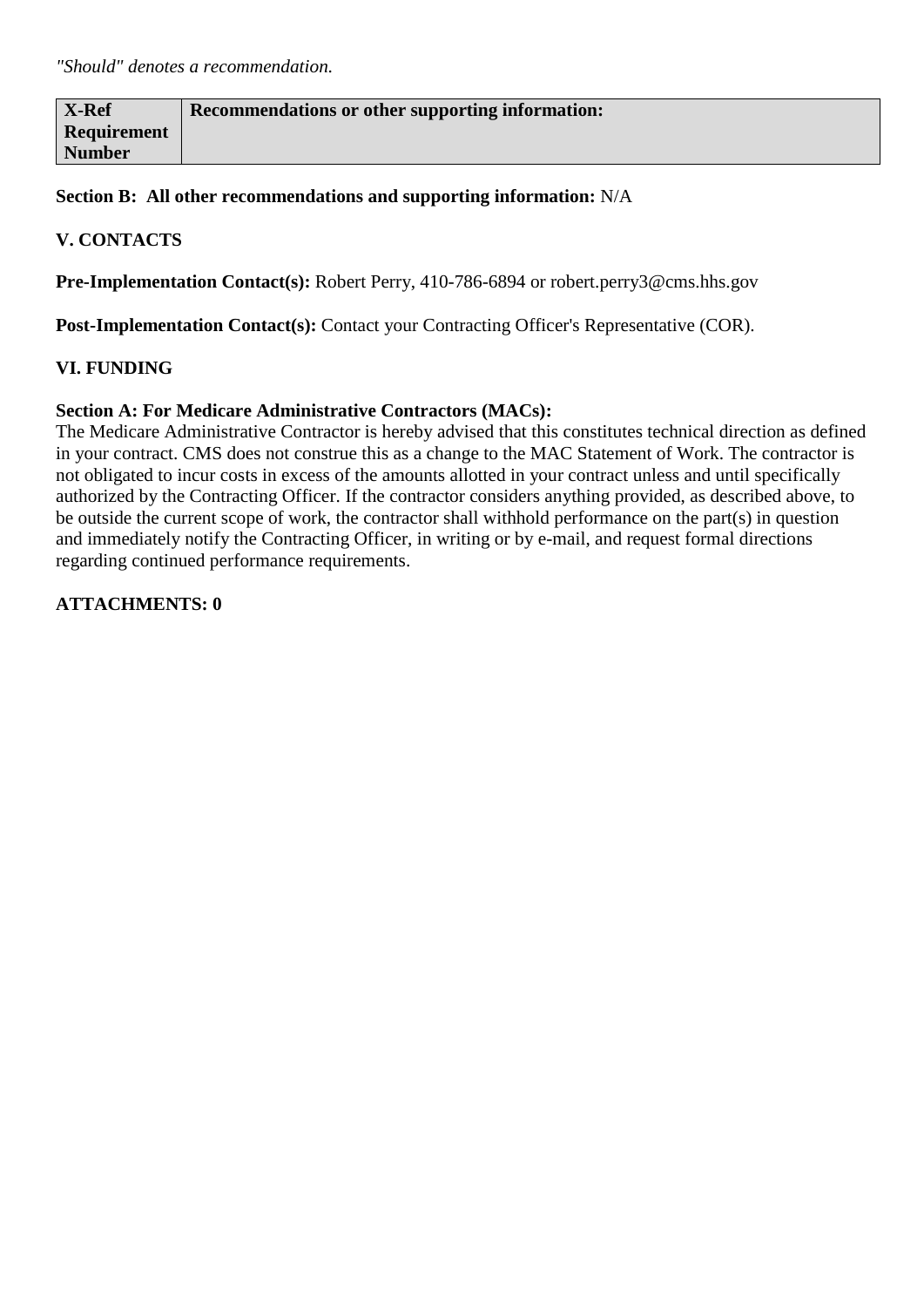*"Should" denotes a recommendation.*

| X-Ref Requirement Number | Recommendations or other supporting information: |
| --- | --- |

**Section B: All other recommendations and supporting information:** N/A

**V. CONTACTS**

**Pre-Implementation Contact(s):** Robert Perry, 410-786-6894 or robert.perry3@cms.hhs.gov

**Post-Implementation Contact(s):** Contact your Contracting Officer's Representative (COR).

**VI. FUNDING**

**Section A: For Medicare Administrative Contractors (MACs):**

The Medicare Administrative Contractor is hereby advised that this constitutes technical direction as defined in your contract. CMS does not construe this as a change to the MAC Statement of Work. The contractor is not obligated to incur costs in excess of the amounts allotted in your contract unless and until specifically authorized by the Contracting Officer. If the contractor considers anything provided, as described above, to be outside the current scope of work, the contractor shall withhold performance on the part(s) in question and immediately notify the Contracting Officer, in writing or by e-mail, and request formal directions regarding continued performance requirements.

**ATTACHMENTS: 0**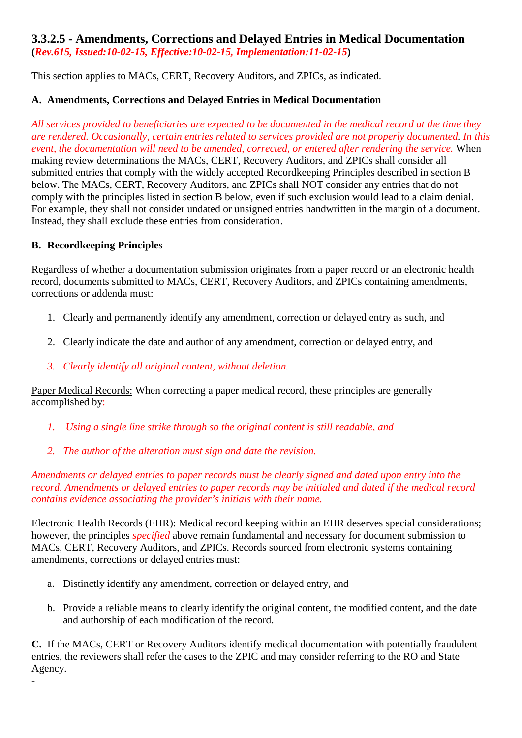### 3.3.2.5 - Amendments, Corrections and Delayed Entries in Medical Documentation

**(*Rev.615, Issued:10-02-15, Effective:10-02-15, Implementation:11-02-15*)**

This section applies to MACs, CERT, Recovery Auditors, and ZPICs, as indicated.

**A. Amendments, Corrections and Delayed Entries in Medical Documentation**

*All services provided to beneficiaries are expected to be documented in the medical record at the time they are rendered. Occasionally, certain entries related to services provided are not properly documented. In this event, the documentation will need to be amended, corrected, or entered after rendering the service.* When making review determinations the MACs, CERT, Recovery Auditors, and ZPICs shall consider all submitted entries that comply with the widely accepted Recordkeeping Principles described in section B below. The MACs, CERT, Recovery Auditors, and ZPICs shall NOT consider any entries that do not comply with the principles listed in section B below, even if such exclusion would lead to a claim denial. For example, they shall not consider undated or unsigned entries handwritten in the margin of a document. Instead, they shall exclude these entries from consideration.

**B. Recordkeeping Principles**

Regardless of whether a documentation submission originates from a paper record or an electronic health record, documents submitted to MACs, CERT, Recovery Auditors, and ZPICs containing amendments, corrections or addenda must:

1. Clearly and permanently identify any amendment, correction or delayed entry as such, and
2. Clearly indicate the date and author of any amendment, correction or delayed entry, and
3. *Clearly identify all original content, without deletion.*

Paper Medical Records: When correcting a paper medical record, these principles are generally accomplished by:

1. *Using a single line strike through so the original content is still readable, and*
2. *The author of the alteration must sign and date the revision.*

*Amendments or delayed entries to paper records must be clearly signed and dated upon entry into the record. Amendments or delayed entries to paper records may be initialed and dated if the medical record contains evidence associating the provider's initials with their name.*

Electronic Health Records (EHR): Medical record keeping within an EHR deserves special considerations; however, the principles *specified* above remain fundamental and necessary for document submission to MACs, CERT, Recovery Auditors, and ZPICs. Records sourced from electronic systems containing amendments, corrections or delayed entries must:

a. Distinctly identify any amendment, correction or delayed entry, and

b. Provide a reliable means to clearly identify the original content, the modified content, and the date and authorship of each modification of the record.

**C.** If the MACs, CERT or Recovery Auditors identify medical documentation with potentially fraudulent entries, the reviewers shall refer the cases to the ZPIC and may consider referring to the RO and State Agency.

-